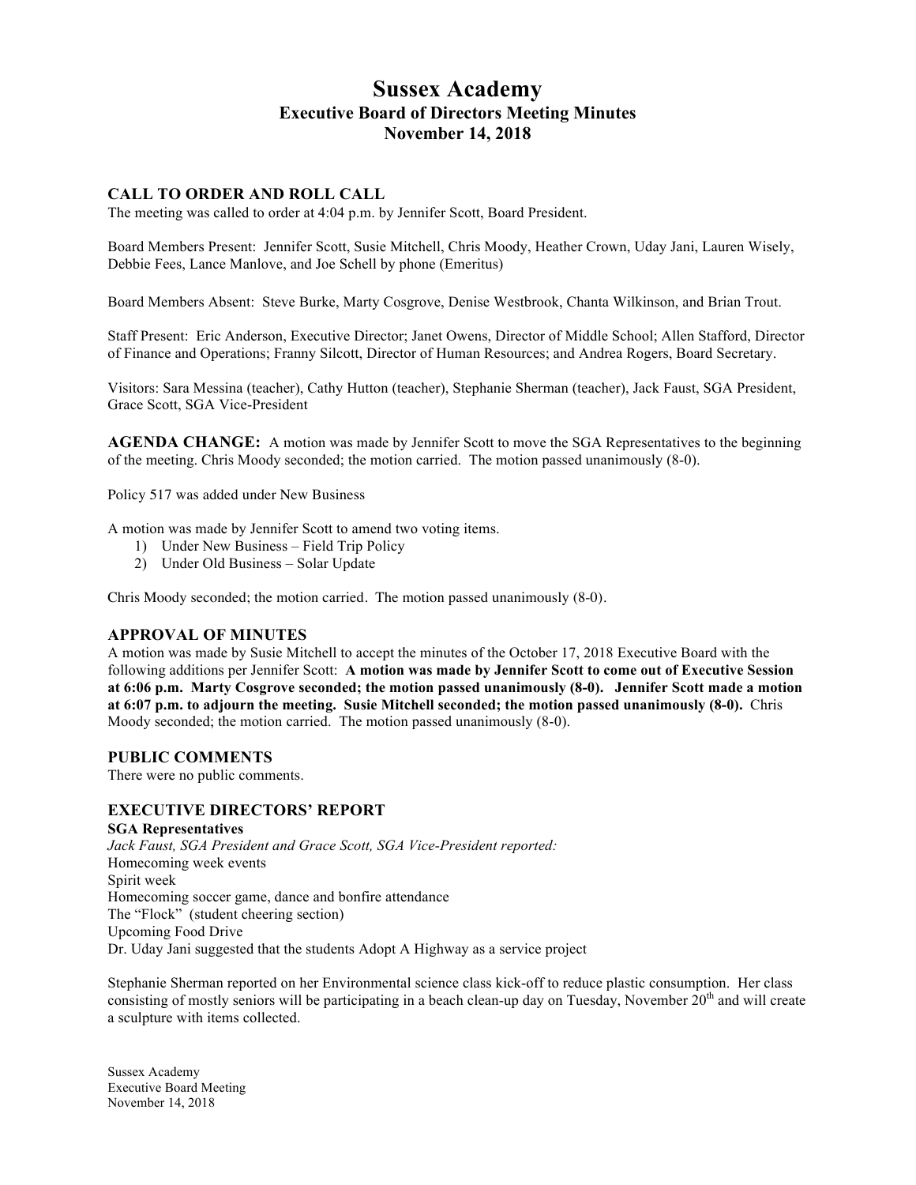# Sussex Academy

## Executive Board of Directors Meeting Minutes

## November 14, 2018

### CALL TO ORDER AND ROLL CALL

The meeting was called to order at 4:04 p.m. by Jennifer Scott, Board President.

Board Members Present: Jennifer Scott, Susie Mitchell, Chris Moody, Heather Crown, Uday Jani, Lauren Wisely, Debbie Fees, Lance Manlove, and Joe Schell by phone (Emeritus)

Board Members Absent: Steve Burke, Marty Cosgrove, Denise Westbrook, Chanta Wilkinson, and Brian Trout.

Staff Present: Eric Anderson, Executive Director; Janet Owens, Director of Middle School; Allen Stafford, Director of Finance and Operations; Franny Silcott, Director of Human Resources; and Andrea Rogers, Board Secretary.

Visitors: Sara Messina (teacher), Cathy Hutton (teacher), Stephanie Sherman (teacher), Jack Faust, SGA President, Grace Scott, SGA Vice-President

**AGENDA CHANGE:** A motion was made by Jennifer Scott to move the SGA Representatives to the beginning of the meeting. Chris Moody seconded; the motion carried. The motion passed unanimously (8-0).

Policy 517 was added under New Business

A motion was made by Jennifer Scott to amend two voting items.

1) Under New Business – Field Trip Policy
2) Under Old Business – Solar Update

Chris Moody seconded; the motion carried. The motion passed unanimously (8-0).

### APPROVAL OF MINUTES

A motion was made by Susie Mitchell to accept the minutes of the October 17, 2018 Executive Board with the following additions per Jennifer Scott: **A motion was made by Jennifer Scott to come out of Executive Session at 6:06 p.m. Marty Cosgrove seconded; the motion passed unanimously (8-0). Jennifer Scott made a motion at 6:07 p.m. to adjourn the meeting. Susie Mitchell seconded; the motion passed unanimously (8-0).** Chris Moody seconded; the motion carried. The motion passed unanimously (8-0).

### PUBLIC COMMENTS

There were no public comments.

### EXECUTIVE DIRECTORS' REPORT

**SGA Representatives**

*Jack Faust, SGA President and Grace Scott, SGA Vice-President reported:*
Homecoming week events
Spirit week
Homecoming soccer game, dance and bonfire attendance
The "Flock" (student cheering section)
Upcoming Food Drive
Dr. Uday Jani suggested that the students Adopt A Highway as a service project

Stephanie Sherman reported on her Environmental science class kick-off to reduce plastic consumption. Her class consisting of mostly seniors will be participating in a beach clean-up day on Tuesday, November 20th and will create a sculpture with items collected.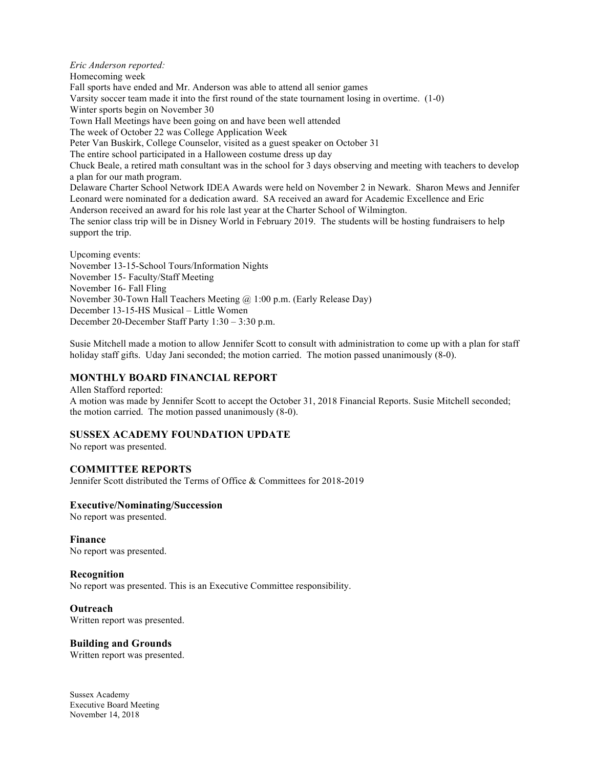*Eric Anderson reported:*

Homecoming week

Fall sports have ended and Mr. Anderson was able to attend all senior games

Varsity soccer team made it into the first round of the state tournament losing in overtime. (1-0)

Winter sports begin on November 30

Town Hall Meetings have been going on and have been well attended

The week of October 22 was College Application Week

Peter Van Buskirk, College Counselor, visited as a guest speaker on October 31

The entire school participated in a Halloween costume dress up day

Chuck Beale, a retired math consultant was in the school for 3 days observing and meeting with teachers to develop a plan for our math program.

Delaware Charter School Network IDEA Awards were held on November 2 in Newark. Sharon Mews and Jennifer Leonard were nominated for a dedication award. SA received an award for Academic Excellence and Eric Anderson received an award for his role last year at the Charter School of Wilmington.

The senior class trip will be in Disney World in February 2019. The students will be hosting fundraisers to help support the trip.

Upcoming events:

November 13-15-School Tours/Information Nights

November 15- Faculty/Staff Meeting

November 16- Fall Fling

November 30-Town Hall Teachers Meeting @ 1:00 p.m. (Early Release Day)

December 13-15-HS Musical – Little Women

December 20-December Staff Party 1:30 – 3:30 p.m.

Susie Mitchell made a motion to allow Jennifer Scott to consult with administration to come up with a plan for staff holiday staff gifts. Uday Jani seconded; the motion carried. The motion passed unanimously (8-0).

## MONTHLY BOARD FINANCIAL REPORT

Allen Stafford reported:

A motion was made by Jennifer Scott to accept the October 31, 2018 Financial Reports. Susie Mitchell seconded; the motion carried. The motion passed unanimously (8-0).

## SUSSEX ACADEMY FOUNDATION UPDATE

No report was presented.

## COMMITTEE REPORTS

Jennifer Scott distributed the Terms of Office & Committees for 2018-2019

### Executive/Nominating/Succession

No report was presented.

### Finance

No report was presented.

### Recognition

No report was presented. This is an Executive Committee responsibility.

### Outreach

Written report was presented.

### Building and Grounds

Written report was presented.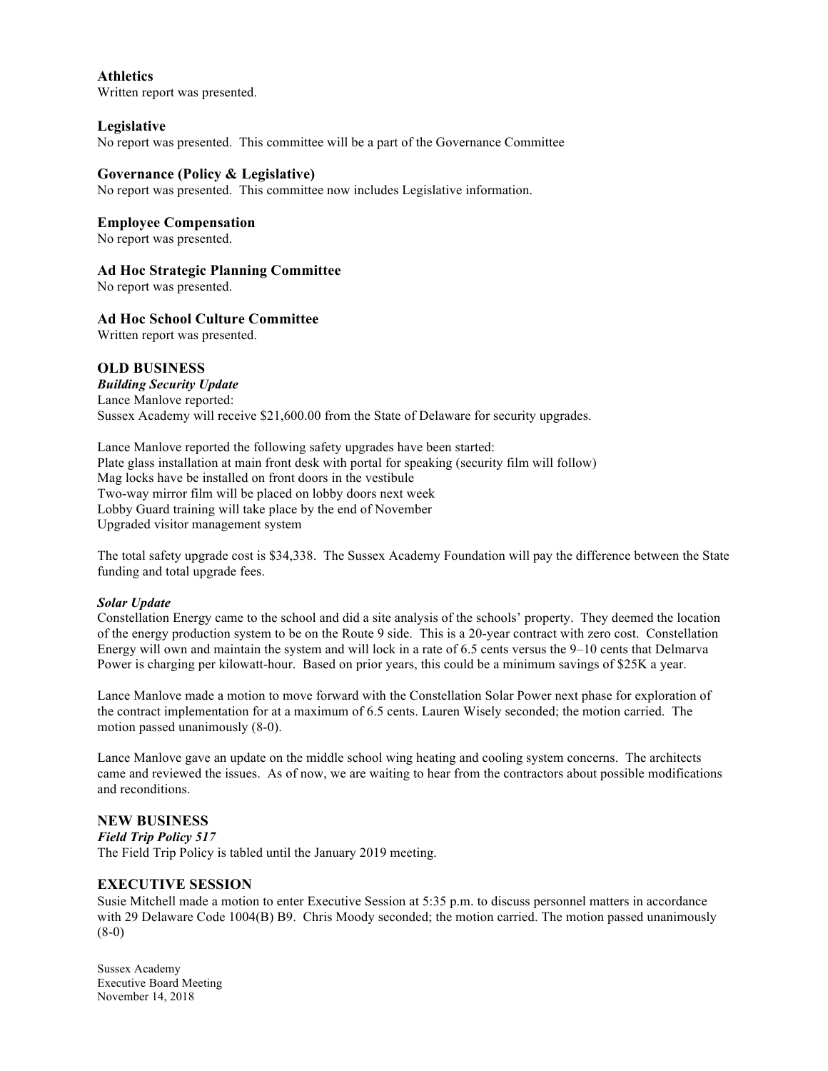### Athletics

Written report was presented.

### Legislative

No report was presented. This committee will be a part of the Governance Committee

### Governance (Policy & Legislative)

No report was presented. This committee now includes Legislative information.

### Employee Compensation

No report was presented.

### Ad Hoc Strategic Planning Committee

No report was presented.

### Ad Hoc School Culture Committee

Written report was presented.

## OLD BUSINESS

***Building Security Update***

Lance Manlove reported:
Sussex Academy will receive $21,600.00 from the State of Delaware for security upgrades.

Lance Manlove reported the following safety upgrades have been started:
Plate glass installation at main front desk with portal for speaking (security film will follow)
Mag locks have be installed on front doors in the vestibule
Two-way mirror film will be placed on lobby doors next week
Lobby Guard training will take place by the end of November
Upgraded visitor management system

The total safety upgrade cost is $34,338. The Sussex Academy Foundation will pay the difference between the State funding and total upgrade fees.

***Solar Update***

Constellation Energy came to the school and did a site analysis of the schools' property. They deemed the location of the energy production system to be on the Route 9 side. This is a 20-year contract with zero cost. Constellation Energy will own and maintain the system and will lock in a rate of 6.5 cents versus the 9–10 cents that Delmarva Power is charging per kilowatt-hour. Based on prior years, this could be a minimum savings of $25K a year.

Lance Manlove made a motion to move forward with the Constellation Solar Power next phase for exploration of the contract implementation for at a maximum of 6.5 cents. Lauren Wisely seconded; the motion carried. The motion passed unanimously (8-0).

Lance Manlove gave an update on the middle school wing heating and cooling system concerns. The architects came and reviewed the issues. As of now, we are waiting to hear from the contractors about possible modifications and reconditions.

## NEW BUSINESS

***Field Trip Policy 517***

The Field Trip Policy is tabled until the January 2019 meeting.

## EXECUTIVE SESSION

Susie Mitchell made a motion to enter Executive Session at 5:35 p.m. to discuss personnel matters in accordance with 29 Delaware Code 1004(B) B9. Chris Moody seconded; the motion carried. The motion passed unanimously (8-0)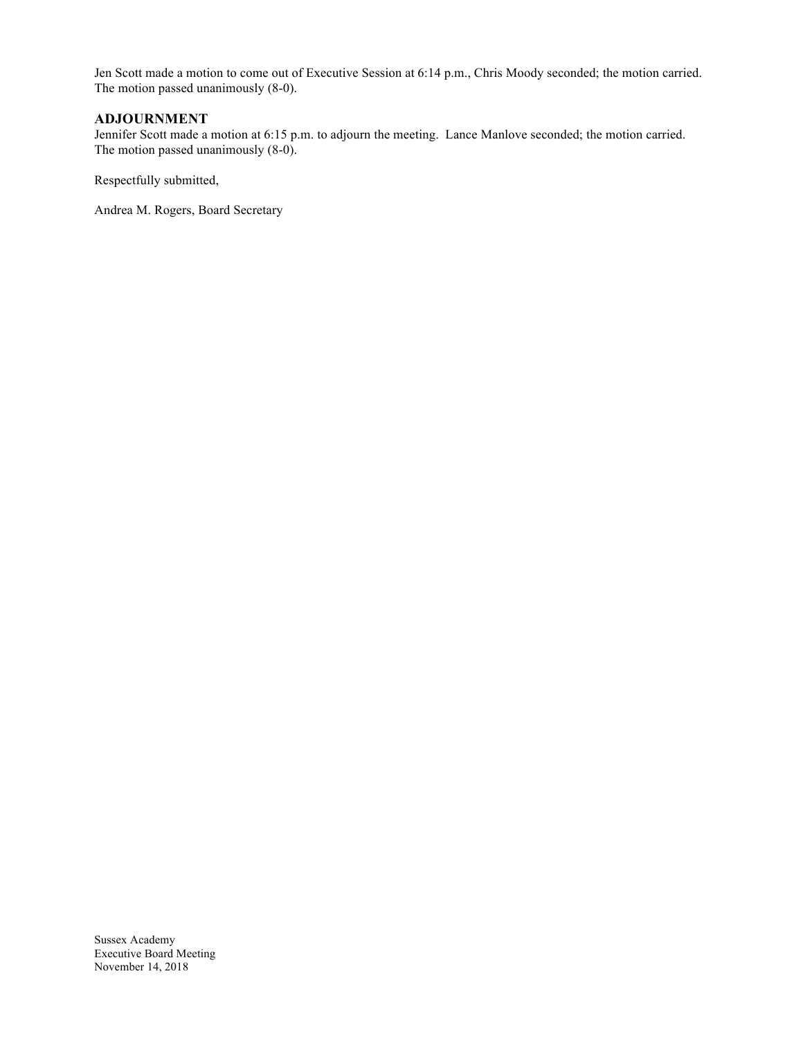Jen Scott made a motion to come out of Executive Session at 6:14 p.m., Chris Moody seconded; the motion carried. The motion passed unanimously (8-0).

## ADJOURNMENT

Jennifer Scott made a motion at 6:15 p.m. to adjourn the meeting. Lance Manlove seconded; the motion carried. The motion passed unanimously (8-0).

Respectfully submitted,

Andrea M. Rogers, Board Secretary